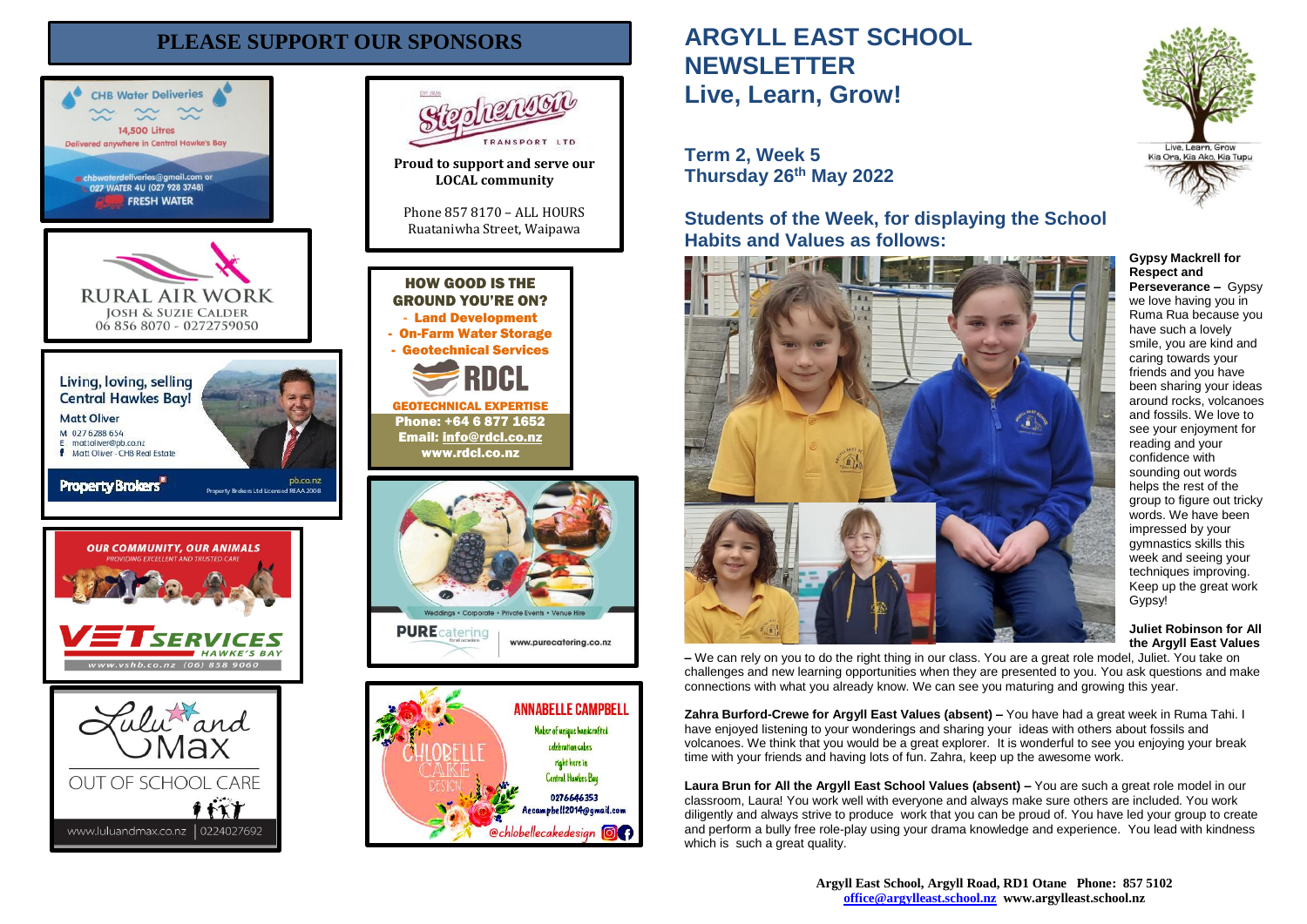# PLEASE SUPPORT OUR SPONSORS

CHB Water Deliveries
14,500 Litres
Delivered anywhere in Central Hawke's Bay
chbwaterdeliveries@gmail.com or 027 WATER 4U (027 928 3748)
FRESH WATER

RURAL AIR WORK
JOSH & SUZIE CALDER
06 856 8070 - 0272759050

Living, loving, selling Central Hawkes Bay!
Matt Oliver
M 027 6288 654
E mattoliver@pb.co.nz
Matt Oliver - CHB Real Estate
Property Brokers
pb.co.nz
Property Brokers Ltd Licensed REAA 2008

OUR COMMUNITY, OUR ANIMALS
PROVIDING EXCELLENT AND TRUSTED CARE
VETSERVICES HAWKE'S BAY
www.vshb.co.nz (06) 858 9060

Lulu and Max
OUT OF SCHOOL CARE
www.luluandmax.co.nz | 0224027692

Stephenson Transport Ltd
**Proud to support and serve our LOCAL community**
Phone 857 8170 – ALL HOURS
Ruataniwha Street, Waipawa

**HOW GOOD IS THE GROUND YOU'RE ON?**
- Land Development
- On-Farm Water Storage
- Geotechnical Services

RDCL
GEOTECHNICAL EXPERTISE
Phone: +64 6 877 1652
Email: info@rdcl.co.nz
www.rdcl.co.nz

Weddings • Corporate • Private Events • Venue Hire
PURE catering
www.purecatering.co.nz

CHLOBELLE CAKE DESIGN
ANNABELLE CAMPBELL
Maker of unique handcrafted celebration cakes right here in Central Hawkes Bay
0276646353
Aecampbell2014@gmail.com
@chlobellecakedesign

# ARGYLL EAST SCHOOL NEWSLETTER
# Live, Learn, Grow!

Live, Learn, Grow
Kia Ora, Kia Ako, Kia Tupu

## Term 2, Week 5
## Thursday 26th May 2022

## Students of the Week, for displaying the School Habits and Values as follows:

**Gypsy Mackrell for Respect and Perseverance –** Gypsy we love having you in Ruma Rua because you have such a lovely smile, you are kind and caring towards your friends and you have been sharing your ideas around rocks, volcanoes and fossils. We love to see your enjoyment for reading and your confidence with sounding out words helps the rest of the group to figure out tricky words. We have been impressed by your gymnastics skills this week and seeing your techniques improving. Keep up the great work Gypsy!

**Juliet Robinson for All the Argyll East Values –** We can rely on you to do the right thing in our class. You are a great role model, Juliet. You take on challenges and new learning opportunities when they are presented to you. You ask questions and make connections with what you already know. We can see you maturing and growing this year.

**Zahra Burford-Crewe for Argyll East Values (absent) –** You have had a great week in Ruma Tahi. I have enjoyed listening to your wonderings and sharing your ideas with others about fossils and volcanoes. We think that you would be a great explorer. It is wonderful to see you enjoying your break time with your friends and having lots of fun. Zahra, keep up the awesome work.

**Laura Brun for All the Argyll East School Values (absent) –** You are such a great role model in our classroom, Laura! You work well with everyone and always make sure others are included. You work diligently and always strive to produce work that you can be proud of. You have led your group to create and perform a bully free role-play using your drama knowledge and experience. You lead with kindness which is such a great quality.

**Argyll East School, Argyll Road, RD1 Otane Phone: 857 5102**
**office@argylleast.school.nz www.argylleast.school.nz**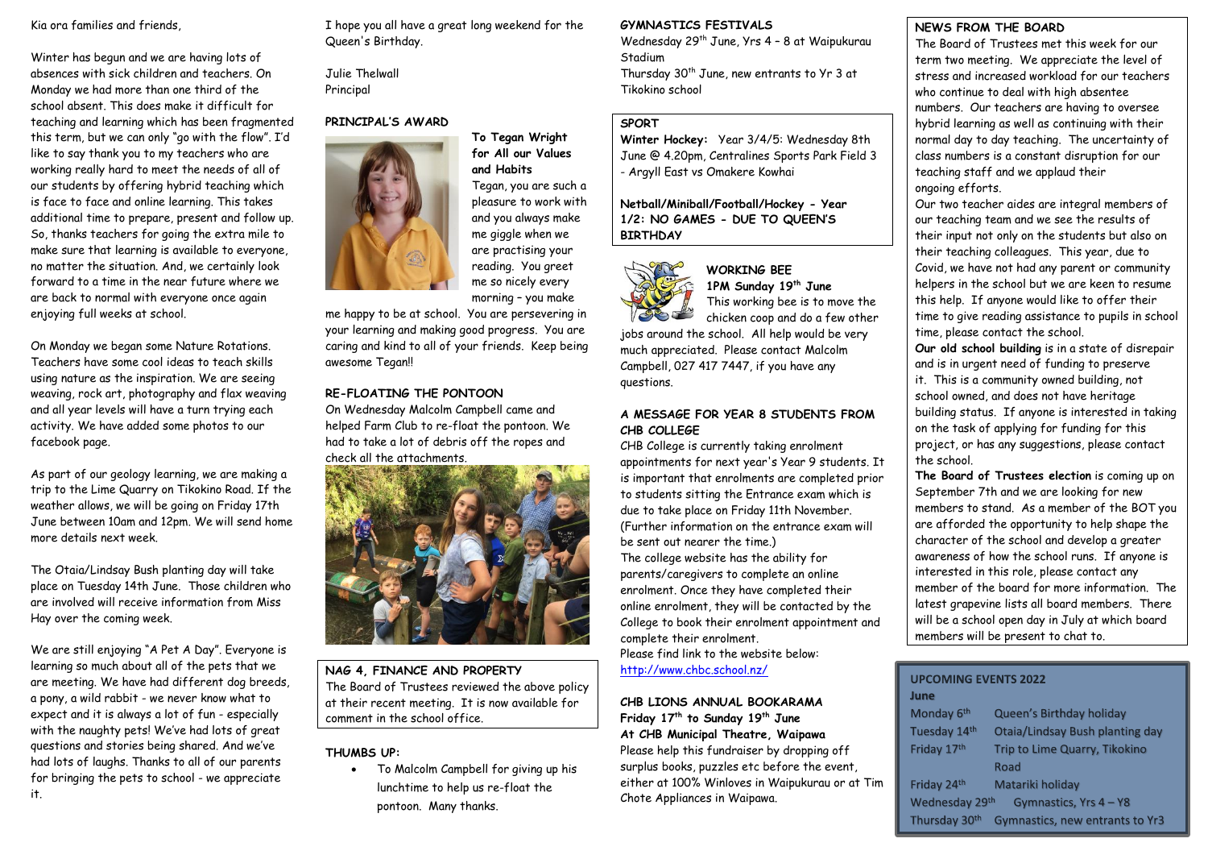Kia ora families and friends,

Winter has begun and we are having lots of absences with sick children and teachers. On Monday we had more than one third of the school absent. This does make it difficult for teaching and learning which has been fragmented this term, but we can only "go with the flow". I'd like to say thank you to my teachers who are working really hard to meet the needs of all of our students by offering hybrid teaching which is face to face and online learning. This takes additional time to prepare, present and follow up. So, thanks teachers for going the extra mile to make sure that learning is available to everyone, no matter the situation. And, we certainly look forward to a time in the near future where we are back to normal with everyone once again enjoying full weeks at school.

On Monday we began some Nature Rotations. Teachers have some cool ideas to teach skills using nature as the inspiration. We are seeing weaving, rock art, photography and flax weaving and all year levels will have a turn trying each activity. We have added some photos to our facebook page.

As part of our geology learning, we are making a trip to the Lime Quarry on Tikokino Road. If the weather allows, we will be going on Friday 17th June between 10am and 12pm. We will send home more details next week.

The Otaia/Lindsay Bush planting day will take place on Tuesday 14th June. Those children who are involved will receive information from Miss Hay over the coming week.

We are still enjoying "A Pet A Day". Everyone is learning so much about all of the pets that we are meeting. We have had different dog breeds, a pony, a wild rabbit - we never know what to expect and it is always a lot of fun - especially with the naughty pets! We've had lots of great questions and stories being shared. And we've had lots of laughs. Thanks to all of our parents for bringing the pets to school - we appreciate it.

I hope you all have a great long weekend for the Queen's Birthday.

Julie Thelwall
Principal

## PRINCIPAL'S AWARD

**To Tegan Wright for All our Values and Habits**

Tegan, you are such a pleasure to work with and you always make me giggle when we are practising your reading. You greet me so nicely every morning – you make me happy to be at school. You are persevering in your learning and making good progress. You are caring and kind to all of your friends. Keep being awesome Tegan!!

## RE-FLOATING THE PONTOON

On Wednesday Malcolm Campbell came and helped Farm Club to re-float the pontoon. We had to take a lot of debris off the ropes and check all the attachments.

## NAG 4, FINANCE AND PROPERTY

The Board of Trustees reviewed the above policy at their recent meeting. It is now available for comment in the school office.

## THUMBS UP:

- To Malcolm Campbell for giving up his lunchtime to help us re-float the pontoon. Many thanks.

## GYMNASTICS FESTIVALS

Wednesday 29th June, Yrs 4 – 8 at Waipukurau Stadium
Thursday 30th June, new entrants to Yr 3 at Tikokino school

## SPORT

**Winter Hockey:** Year 3/4/5: Wednesday 8th June @ 4.20pm, Centralines Sports Park Field 3 - Argyll East vs Omakere Kowhai

**Netball/Miniball/Football/Hockey - Year 1/2: NO GAMES - DUE TO QUEEN'S BIRTHDAY**

## WORKING BEE

**1PM Sunday 19th June**

This working bee is to move the chicken coop and do a few other jobs around the school. All help would be very much appreciated. Please contact Malcolm Campbell, 027 417 7447, if you have any questions.

## A MESSAGE FOR YEAR 8 STUDENTS FROM CHB COLLEGE

CHB College is currently taking enrolment appointments for next year's Year 9 students. It is important that enrolments are completed prior to students sitting the Entrance exam which is due to take place on Friday 11th November. (Further information on the entrance exam will be sent out nearer the time.)

The college website has the ability for parents/caregivers to complete an online enrolment. Once they have completed their online enrolment, they will be contacted by the College to book their enrolment appointment and complete their enrolment.

Please find link to the website below:
http://www.chbc.school.nz/

## CHB LIONS ANNUAL BOOKARAMA

**Friday 17th to Sunday 19th June**
**At CHB Municipal Theatre, Waipawa**

Please help this fundraiser by dropping off surplus books, puzzles etc before the event, either at 100% Winloves in Waipukurau or at Tim Chote Appliances in Waipawa.

## NEWS FROM THE BOARD

The Board of Trustees met this week for our term two meeting. We appreciate the level of stress and increased workload for our teachers who continue to deal with high absentee numbers. Our teachers are having to oversee hybrid learning as well as continuing with their normal day to day teaching. The uncertainty of class numbers is a constant disruption for our teaching staff and we applaud their ongoing efforts.

Our two teacher aides are integral members of our teaching team and we see the results of their input not only on the students but also on their teaching colleagues. This year, due to Covid, we have not had any parent or community helpers in the school but we are keen to resume this help. If anyone would like to offer their time to give reading assistance to pupils in school time, please contact the school.

**Our old school building** is in a state of disrepair and is in urgent need of funding to preserve it. This is a community owned building, not school owned, and does not have heritage building status. If anyone is interested in taking on the task of applying for funding for this project, or has any suggestions, please contact the school.

**The Board of Trustees election** is coming up on September 7th and we are looking for new members to stand. As a member of the BOT you are afforded the opportunity to help shape the character of the school and develop a greater awareness of how the school runs. If anyone is interested in this role, please contact any member of the board for more information. The latest grapevine lists all board members. There will be a school open day in July at which board members will be present to chat to.

## UPCOMING EVENTS 2022

**June**

| | |
|---|---|
| Monday 6th | Queen's Birthday holiday |
| Tuesday 14th | Otaia/Lindsay Bush planting day |
| Friday 17th | Trip to Lime Quarry, Tikokino Road |
| Friday 24th | Matariki holiday |
| Wednesday 29th | Gymnastics, Yrs 4 – Y8 |
| Thursday 30th | Gymnastics, new entrants to Yr3 |